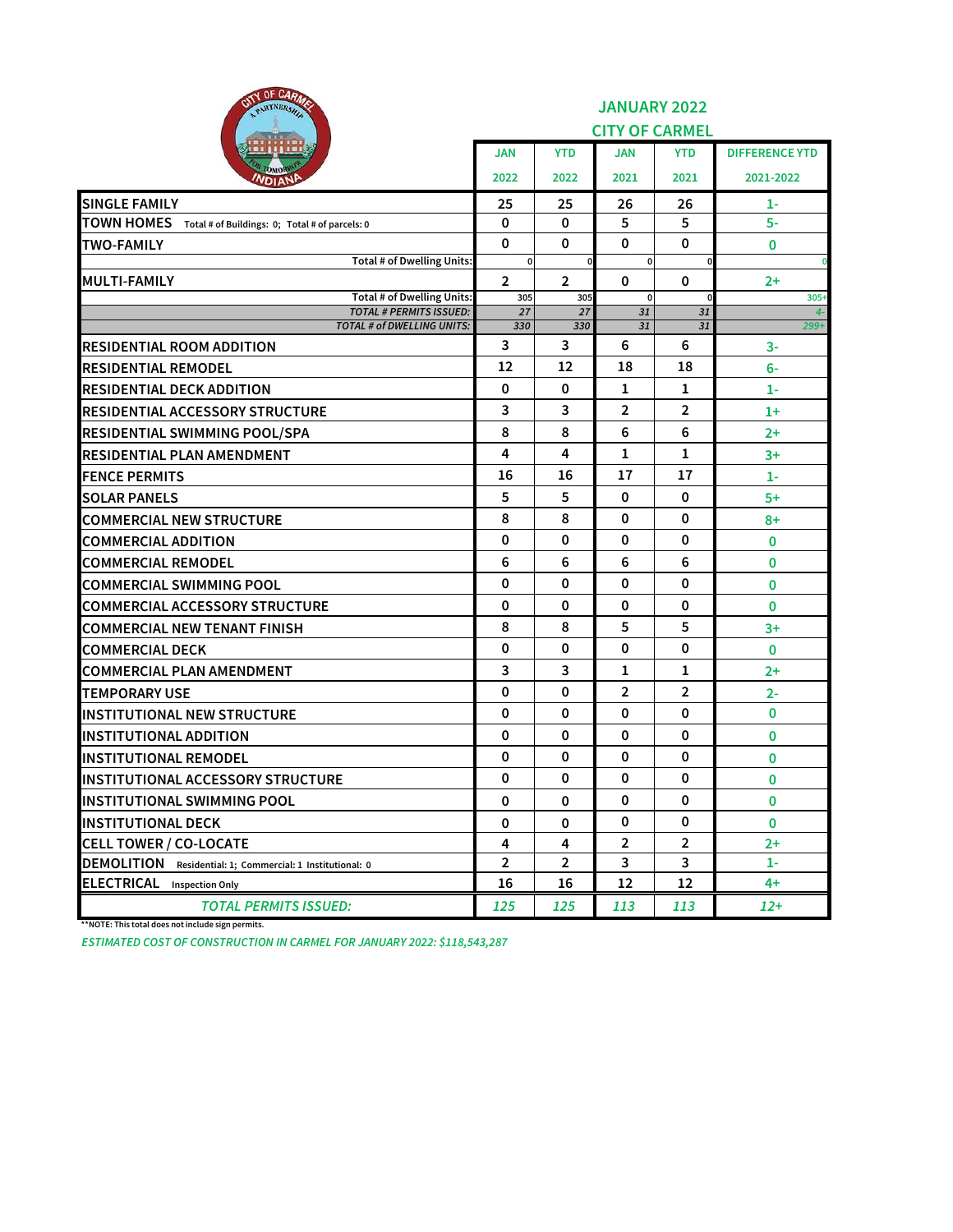## JANUARY 2022
## CITY OF CARMEL

| | JAN 2022 | YTD 2022 | JAN 2021 | YTD 2021 | DIFFERENCE YTD 2021-2022 |
|---|---|---|---|---|---|
| SINGLE FAMILY | 25 | 25 | 26 | 26 | 1- |
| TOWN HOMES Total # of Buildings: 0; Total # of parcels: 0 | 0 | 0 | 5 | 5 | 5- |
| TWO-FAMILY | 0 | 0 | 0 | 0 | 0 |
| Total # of Dwelling Units: | 0 | 0 | 0 | 0 | 0 |
| MULTI-FAMILY | 2 | 2 | 0 | 0 | 2+ |
| Total # of Dwelling Units: | 305 | 305 | 0 | 0 | 305+ |
| *TOTAL # PERMITS ISSUED:* | *27* | *27* | *31* | *31* | *4-* |
| *TOTAL # of DWELLING UNITS:* | *330* | *330* | *31* | *31* | *299+* |
| RESIDENTIAL ROOM ADDITION | 3 | 3 | 6 | 6 | 3- |
| RESIDENTIAL REMODEL | 12 | 12 | 18 | 18 | 6- |
| RESIDENTIAL DECK ADDITION | 0 | 0 | 1 | 1 | 1- |
| RESIDENTIAL ACCESSORY STRUCTURE | 3 | 3 | 2 | 2 | 1+ |
| RESIDENTIAL SWIMMING POOL/SPA | 8 | 8 | 6 | 6 | 2+ |
| RESIDENTIAL PLAN AMENDMENT | 4 | 4 | 1 | 1 | 3+ |
| FENCE PERMITS | 16 | 16 | 17 | 17 | 1- |
| SOLAR PANELS | 5 | 5 | 0 | 0 | 5+ |
| COMMERCIAL NEW STRUCTURE | 8 | 8 | 0 | 0 | 8+ |
| COMMERCIAL ADDITION | 0 | 0 | 0 | 0 | 0 |
| COMMERCIAL REMODEL | 6 | 6 | 6 | 6 | 0 |
| COMMERCIAL SWIMMING POOL | 0 | 0 | 0 | 0 | 0 |
| COMMERCIAL ACCESSORY STRUCTURE | 0 | 0 | 0 | 0 | 0 |
| COMMERCIAL NEW TENANT FINISH | 8 | 8 | 5 | 5 | 3+ |
| COMMERCIAL DECK | 0 | 0 | 0 | 0 | 0 |
| COMMERCIAL PLAN AMENDMENT | 3 | 3 | 1 | 1 | 2+ |
| TEMPORARY USE | 0 | 0 | 2 | 2 | 2- |
| INSTITUTIONAL NEW STRUCTURE | 0 | 0 | 0 | 0 | 0 |
| INSTITUTIONAL ADDITION | 0 | 0 | 0 | 0 | 0 |
| INSTITUTIONAL REMODEL | 0 | 0 | 0 | 0 | 0 |
| INSTITUTIONAL ACCESSORY STRUCTURE | 0 | 0 | 0 | 0 | 0 |
| INSTITUTIONAL SWIMMING POOL | 0 | 0 | 0 | 0 | 0 |
| INSTITUTIONAL DECK | 0 | 0 | 0 | 0 | 0 |
| CELL TOWER / CO-LOCATE | 4 | 4 | 2 | 2 | 2+ |
| DEMOLITION Residential: 1; Commercial: 1 Institutional: 0 | 2 | 2 | 3 | 3 | 1- |
| ELECTRICAL Inspection Only | 16 | 16 | 12 | 12 | 4+ |
| *TOTAL PERMITS ISSUED:* | *125* | *125* | *113* | *113* | *12+* |

**NOTE: This total does not include sign permits.

*ESTIMATED COST OF CONSTRUCTION IN CARMEL FOR JANUARY 2022: $118,543,287*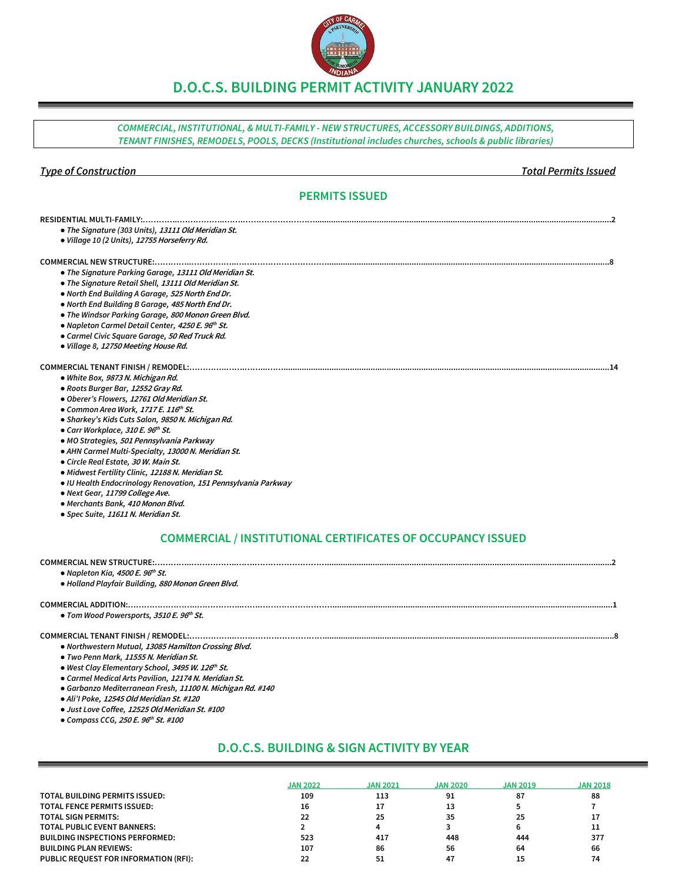# D.O.C.S. BUILDING PERMIT ACTIVITY JANUARY 2022

*COMMERCIAL, INSTITUTIONAL, & MULTI-FAMILY - NEW STRUCTURES, ACCESSORY BUILDINGS, ADDITIONS, TENANT FINISHES, REMODELS, POOLS, DECKS (Institutional includes churches, schools & public libraries)*

***Type of Construction*** — ***Total Permits Issued***

## PERMITS ISSUED

**RESIDENTIAL MULTI-FAMILY:** ...... **2**

- *The Signature (303 Units), 13111 Old Meridian St.*
- *Village 10 (2 Units), 12755 Horseferry Rd.*

**COMMERCIAL NEW STRUCTURE:** ...... **8**

- *The Signature Parking Garage, 13111 Old Meridian St.*
- *The Signature Retail Shell, 13111 Old Meridian St.*
- *North End Building A Garage, 525 North End Dr.*
- *North End Building B Garage, 485 North End Dr.*
- *The Windsor Parking Garage, 800 Monon Green Blvd.*
- *Napleton Carmel Detail Center, 4250 E. 96th St.*
- *Carmel Civic Square Garage, 50 Red Truck Rd.*
- *Village 8, 12750 Meeting House Rd.*

**COMMERCIAL TENANT FINISH / REMODEL:** ...... **14**

- *White Box, 9873 N. Michigan Rd.*
- *Roots Burger Bar, 12552 Gray Rd.*
- *Oberer's Flowers, 12761 Old Meridian St.*
- *Common Area Work, 1717 E. 116th St.*
- *Sharkey's Kids Cuts Salon, 9850 N. Michigan Rd.*
- *Carr Workplace, 310 E. 96th St.*
- *MO Strategies, 501 Pennsylvania Parkway*
- *AHN Carmel Multi-Specialty, 13000 N. Meridian St.*
- *Circle Real Estate, 30 W. Main St.*
- *Midwest Fertility Clinic, 12188 N. Meridian St.*
- *IU Health Endocrinology Renovation, 151 Pennsylvania Parkway*
- *Next Gear, 11799 College Ave.*
- *Merchants Bank, 410 Monon Blvd.*
- *Spec Suite, 11611 N. Meridian St.*

## COMMERCIAL / INSTITUTIONAL CERTIFICATES OF OCCUPANCY ISSUED

**COMMERCIAL NEW STRUCTURE:** ...... **2**

- *Napleton Kia, 4500 E. 96th St.*
- *Holland Playfair Building, 880 Monon Green Blvd.*

**COMMERCIAL ADDITION:** ...... **1**

- *Tom Wood Powersports, 3510 E. 96th St.*

**COMMERCIAL TENANT FINISH / REMODEL:** ...... **8**

- *Northwestern Mutual, 13085 Hamilton Crossing Blvd.*
- *Two Penn Mark, 11555 N. Meridian St.*
- *West Clay Elementary School, 3495 W. 126th St.*
- *Carmel Medical Arts Pavilion, 12174 N. Meridian St.*
- *Garbanzo Mediterranean Fresh, 11100 N. Michigan Rd. #140*
- *Ali'I Poke, 12545 Old Meridian St. #120*
- *Just Love Coffee, 12525 Old Meridian St. #100*
- *Compass CCG, 250 E. 96th St. #100*

## D.O.C.S. BUILDING & SIGN ACTIVITY BY YEAR

| | JAN 2022 | JAN 2021 | JAN 2020 | JAN 2019 | JAN 2018 |
|---|---|---|---|---|---|
| **TOTAL BUILDING PERMITS ISSUED:** | 109 | 113 | 91 | 87 | 88 |
| **TOTAL FENCE PERMITS ISSUED:** | 16 | 17 | 13 | 5 | 7 |
| **TOTAL SIGN PERMITS:** | 22 | 25 | 35 | 25 | 17 |
| **TOTAL PUBLIC EVENT BANNERS:** | 2 | 4 | 3 | 6 | 11 |
| **BUILDING INSPECTIONS PERFORMED:** | 523 | 417 | 448 | 444 | 377 |
| **BUILDING PLAN REVIEWS:** | 107 | 86 | 56 | 64 | 66 |
| **PUBLIC REQUEST FOR INFORMATION (RFI):** | 22 | 51 | 47 | 15 | 74 |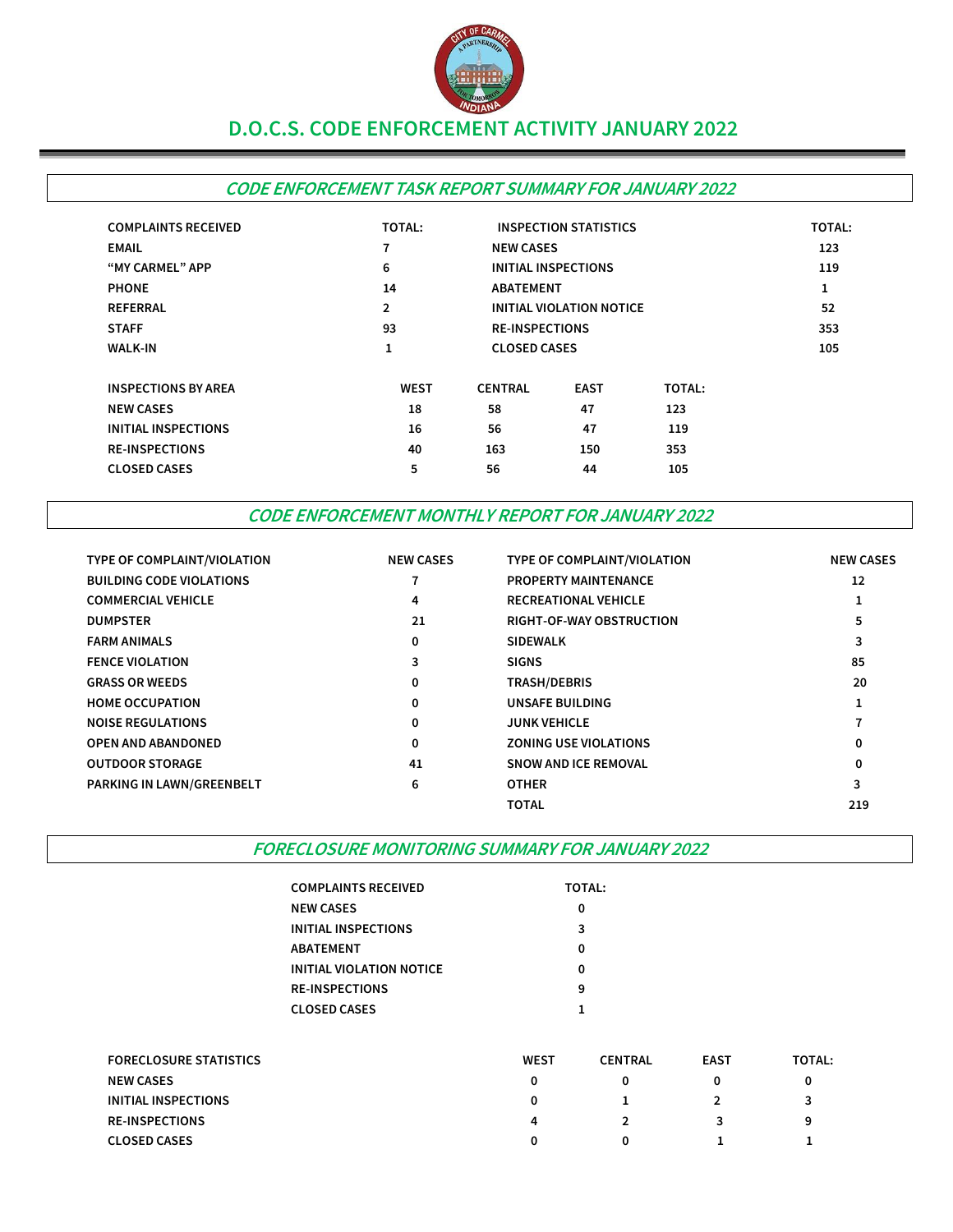# D.O.C.S. CODE ENFORCEMENT ACTIVITY JANUARY 2022

## *CODE ENFORCEMENT TASK REPORT SUMMARY FOR JANUARY 2022*

| COMPLAINTS RECEIVED | TOTAL: | INSPECTION STATISTICS | TOTAL: |
|---|---|---|---|
| EMAIL | 7 | NEW CASES | 123 |
| "MY CARMEL" APP | 6 | INITIAL INSPECTIONS | 119 |
| PHONE | 14 | ABATEMENT | 1 |
| REFERRAL | 2 | INITIAL VIOLATION NOTICE | 52 |
| STAFF | 93 | RE-INSPECTIONS | 353 |
| WALK-IN | 1 | CLOSED CASES | 105 |

| INSPECTIONS BY AREA | WEST | CENTRAL | EAST | TOTAL: |
|---|---|---|---|---|
| NEW CASES | 18 | 58 | 47 | 123 |
| INITIAL INSPECTIONS | 16 | 56 | 47 | 119 |
| RE-INSPECTIONS | 40 | 163 | 150 | 353 |
| CLOSED CASES | 5 | 56 | 44 | 105 |

## *CODE ENFORCEMENT MONTHLY REPORT FOR JANUARY 2022*

| TYPE OF COMPLAINT/VIOLATION | NEW CASES | TYPE OF COMPLAINT/VIOLATION | NEW CASES |
|---|---|---|---|
| BUILDING CODE VIOLATIONS | 7 | PROPERTY MAINTENANCE | 12 |
| COMMERCIAL VEHICLE | 4 | RECREATIONAL VEHICLE | 1 |
| DUMPSTER | 21 | RIGHT-OF-WAY OBSTRUCTION | 5 |
| FARM ANIMALS | 0 | SIDEWALK | 3 |
| FENCE VIOLATION | 3 | SIGNS | 85 |
| GRASS OR WEEDS | 0 | TRASH/DEBRIS | 20 |
| HOME OCCUPATION | 0 | UNSAFE BUILDING | 1 |
| NOISE REGULATIONS | 0 | JUNK VEHICLE | 7 |
| OPEN AND ABANDONED | 0 | ZONING USE VIOLATIONS | 0 |
| OUTDOOR STORAGE | 41 | SNOW AND ICE REMOVAL | 0 |
| PARKING IN LAWN/GREENBELT | 6 | OTHER | 3 |
| | | TOTAL | 219 |

## *FORECLOSURE MONITORING SUMMARY FOR JANUARY 2022*

| COMPLAINTS RECEIVED | TOTAL: |
|---|---|
| NEW CASES | 0 |
| INITIAL INSPECTIONS | 3 |
| ABATEMENT | 0 |
| INITIAL VIOLATION NOTICE | 0 |
| RE-INSPECTIONS | 9 |
| CLOSED CASES | 1 |

| FORECLOSURE STATISTICS | WEST | CENTRAL | EAST | TOTAL: |
|---|---|---|---|---|
| NEW CASES | 0 | 0 | 0 | 0 |
| INITIAL INSPECTIONS | 0 | 1 | 2 | 3 |
| RE-INSPECTIONS | 4 | 2 | 3 | 9 |
| CLOSED CASES | 0 | 0 | 1 | 1 |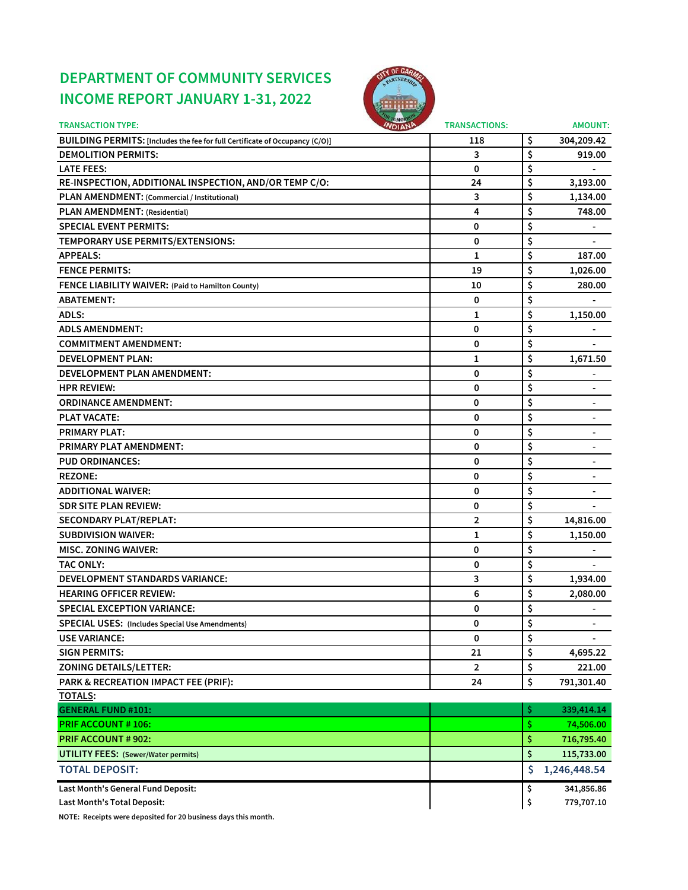# DEPARTMENT OF COMMUNITY SERVICES
# INCOME REPORT JANUARY 1-31, 2022

| TRANSACTION TYPE: | TRANSACTIONS: | AMOUNT: |
|---|---|---|
| **BUILDING PERMITS:** [Includes the fee for full Certificate of Occupancy (C/O)] | 118 | $ 304,209.42 |
| **DEMOLITION PERMITS:** | 3 | $ 919.00 |
| **LATE FEES:** | 0 | $ - |
| **RE-INSPECTION, ADDITIONAL INSPECTION, AND/OR TEMP C/O:** | 24 | $ 3,193.00 |
| **PLAN AMENDMENT:** (Commercial / Institutional) | 3 | $ 1,134.00 |
| **PLAN AMENDMENT:** (Residential) | 4 | $ 748.00 |
| **SPECIAL EVENT PERMITS:** | 0 | $ - |
| **TEMPORARY USE PERMITS/EXTENSIONS:** | 0 | $ - |
| **APPEALS:** | 1 | $ 187.00 |
| **FENCE PERMITS:** | 19 | $ 1,026.00 |
| **FENCE LIABILITY WAIVER:** (Paid to Hamilton County) | 10 | $ 280.00 |
| **ABATEMENT:** | 0 | $ - |
| **ADLS:** | 1 | $ 1,150.00 |
| **ADLS AMENDMENT:** | 0 | $ - |
| **COMMITMENT AMENDMENT:** | 0 | $ - |
| **DEVELOPMENT PLAN:** | 1 | $ 1,671.50 |
| **DEVELOPMENT PLAN AMENDMENT:** | 0 | $ - |
| **HPR REVIEW:** | 0 | $ - |
| **ORDINANCE AMENDMENT:** | 0 | $ - |
| **PLAT VACATE:** | 0 | $ - |
| **PRIMARY PLAT:** | 0 | $ - |
| **PRIMARY PLAT AMENDMENT:** | 0 | $ - |
| **PUD ORDINANCES:** | 0 | $ - |
| **REZONE:** | 0 | $ - |
| **ADDITIONAL WAIVER:** | 0 | $ - |
| **SDR SITE PLAN REVIEW:** | 0 | $ - |
| **SECONDARY PLAT/REPLAT:** | 2 | $ 14,816.00 |
| **SUBDIVISION WAIVER:** | 1 | $ 1,150.00 |
| **MISC. ZONING WAIVER:** | 0 | $ - |
| **TAC ONLY:** | 0 | $ - |
| **DEVELOPMENT STANDARDS VARIANCE:** | 3 | $ 1,934.00 |
| **HEARING OFFICER REVIEW:** | 6 | $ 2,080.00 |
| **SPECIAL EXCEPTION VARIANCE:** | 0 | $ - |
| **SPECIAL USES:** (Includes Special Use Amendments) | 0 | $ - |
| **USE VARIANCE:** | 0 | $ - |
| **SIGN PERMITS:** | 21 | $ 4,695.22 |
| **ZONING DETAILS/LETTER:** | 2 | $ 221.00 |
| **PARK & RECREATION IMPACT FEE (PRIF):** | 24 | $ 791,301.40 |
| **TOTALS:** | | |
| **GENERAL FUND #101:** | | $ 339,414.14 |
| **PRIF ACCOUNT # 106:** | | $ 74,506.00 |
| **PRIF ACCOUNT # 902:** | | $ 716,795.40 |
| **UTILITY FEES:** (Sewer/Water permits) | | $ 115,733.00 |
| **TOTAL DEPOSIT:** | | $ 1,246,448.54 |
| **Last Month's General Fund Deposit:** | | $ 341,856.86 |
| **Last Month's Total Deposit:** | | $ 779,707.10 |

**NOTE: Receipts were deposited for 20 business days this month.**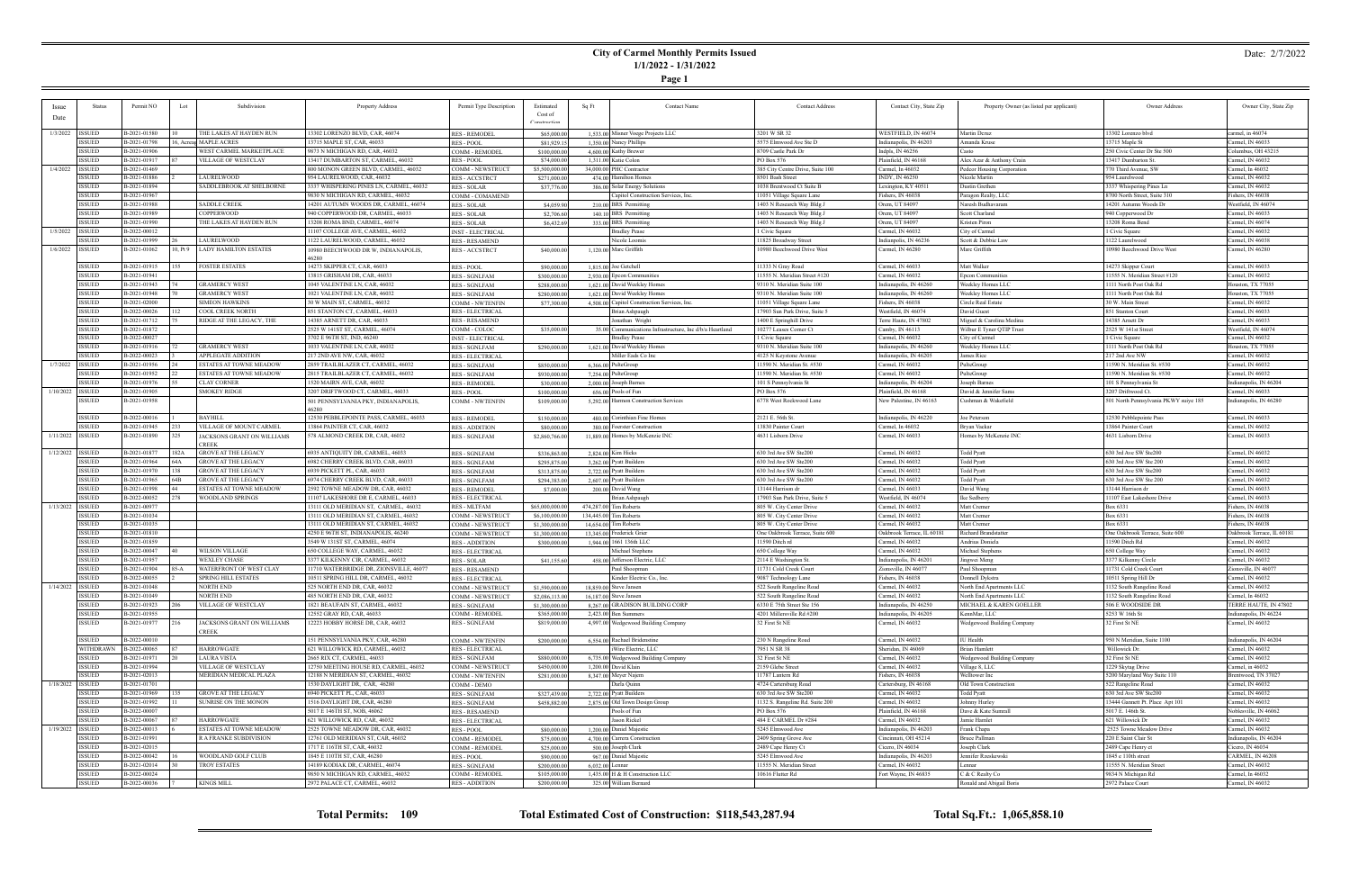# City of Carmel Monthly Permits Issued

**1/1/2022 - 1/31/2022**

Date: 2/7/2022

| Issue Date | Status | Permit NO | Lot | Subdivision | Property Address | Permit Type Description | Estimated Cost of Construction | Sq Ft | Contact Name | Contact Address | Contact City, State Zip | Property Owner (as listed per applicant) | Owner Address | Owner City, State Zip |
|---|---|---|---|---|---|---|---|---|---|---|---|---|---|---|
| 1/3/2022 | ISSUED | B-2021-01580 | 10 | THE LAKES AT HAYDEN RUN | 13302 LORENZO BLVD, CAR, 46074 | RES - REMODEL | $65,000.00 | 1,533.00 | Mintner Voege Projects LLC | 3201 W SR 32 | WESTFIELD, IN 46074 | Martin Deruz | 13302 Lorenzo blvd | carmel, in 46074 |
| | ISSUED | B-2021-01798 | 16, Acreag | MAPLE ACRES | 13715 MAPLE ST, CAR, 46033 | RES - POOL | $81,929.15 | 1,350.00 | Nancy Phillips | 5575 Elmwood Ave Ste D | Indianapolis, IN 46203 | Amanda Kruse | 13715 Maple St | Carmel, IN 46033 |
| | ISSUED | B-2021-01906 | | WEST CARMEL MARKETPLACE | 9873 N MICHIGAN RD, CAR, 46032 | COMM - REMODEL | $100,000.00 | 4,600.00 | Kathy Brewer | 8709 Castle Park Dr | Indpls, IN 46256 | Casto | 250 Civic Center Dr Ste 500 | Columbus, OH 43215 |
| | ISSUED | B-2021-01917 | 87 | VILLAGE OF WESTCLAY | 13417 DUMBARTON ST, CARMEL, 46032 | RES - POOL | $74,000.00 | 1,311.00 | Katie Colon | PO Box 576 | Plainfield, IN 46168 | Alex Azar & Anthony Crain | 13417 Dumbarton St. | Carmel, IN 46032 |
| 1/4/2022 | ISSUED | B-2021-01469 | | | 800 MONON GREEN BLVD, CARMEL, 46032 | COMM - NEWSTRUCT | $5,500,000.00 | 34,000.00 | PHC Contractor | 385 City Centre Drive, Suite 100 | Carmel, In 46032 | Pedcor Housing Corporation | 770 Third Avenue, SW | Carmel, In 46032 |
| | ISSUED | B-2021-01886 | 2 | LAURELWOOD | 954 LAURELWOOD, CAR, 46032 | RES - ACCSTRCT | $271,000.00 | 474.00 | Hamilton Homes | 8501 Bash Street | INDY, IN 46250 | Nicole Martin | 954 Laurelwood | Carmel, IN 46032 |
| | ISSUED | B-2021-01894 | | SADDLEBROOK AT SHELBORNE | 3337 WHISPERING PINES LN, CARMEL, 46032 | RES - SOLAR | $37,776.00 | 386.00 | Solar Energy Solutions | 1038 Brentwood Ct Suite B | Lexington, KY 40511 | Dustin Gretlsen | 3337 Whispering Pines Ln | Carmel, IN 46032 |
| | ISSUED | B-2021-01967 | | | 9830 N MICHIGAN RD, CARMEL, 46032 | COMM - COMAMEND | | | Capitol Construction Services, Inc. | 11051 Village Square Lane | Fishers, IN 46038 | Paragon Realty, LLC | 8700 North Street, Suite 310 | Fishers, IN 46038 |
| | ISSUED | B-2021-01988 | | SADDLE CREEK | 14201 AUTUMN WOODS DR, CARMEL, 46074 | RES - SOLAR | $4,059.00 | 210.00 | BRS Permitting | 1403 N Research Way Bldg J | Orem, UT 84097 | Naresh Budhavaram | 14201 Autumn Woods Dr | Westfield, IN 46074 |
| | ISSUED | B-2021-01989 | | COPPERWOOD | 940 COPPERWOOD DR, CARMEL, 46033 | RES - SOLAR | $2,706.60 | 140.10 | BRS Permitting | 1403 N Research Way Bldg J | Orem, UT 84097 | Scott Charland | 940 Copperwood Dr | Carmel, IN 46033 |
| | ISSUED | B-2021-01990 | | THE LAKES AT HAYDEN RUN | 13208 ROMA BND, CARMEL, 46074 | RES - SOLAR | $6,432.69 | 333.00 | BRS Permitting | 1403 N Research Way Bldg J | Orem, UT 84097 | Kristen Piron | 13208 Roma Bend | Carmel, IN 46074 |
| 1/5/2022 | ISSUED | B-2022-00012 | | | 11107 COLLEGE AVE, CARMEL, 46032 | INST - ELECTRICAL | | | Bradley Pease | 1 Civic Square | Carmel, IN 46032 | City of Carmel | 1 Civic Square | Carmel, IN 46032 |
| | ISSUED | B-2021-01999 | 26 | LAURELWOOD | 1122 LAURELWOOD, CARMEL, 46032 | RES - RESAMEND | | | Nicole Loomis | 11825 Broadway Street | Indianapolis, IN 46236 | Scott & Debbie Law | 1122 Laurelwood | Carmel, IN 46038 |
| 1/6/2022 | ISSUED | B-2021-01062 | 10, Pt 9 | LADY HAMILTON ESTATES | 10980 BEECHWOOD DR W, INDIANAPOLIS, 46280 | RES - ACCSTRCT | $40,000.00 | 1,120.00 | Marc Griffith | 10980 Beechwood Drive West | Carmel, IN 46280 | Marc Griffith | 10980 Beechwood Drive West | Carmel, IN 46280 |
| | ISSUED | B-2021-01915 | 155 | FOSTER ESTATES | 14273 SKIPPER CT, CAR, 46033 | RES - POOL | $90,000.00 | 1,815.00 | Joe Getchell | 11333 N Gray Road | Carmel, IN 46033 | Matt Walker | 14273 Skipper Court | Carmel, IN 46033 |
| | ISSUED | B-2021-01941 | | | 13815 GRISHAM DR, CAR, 46033 | RES - SGNLFAM | $300,000.00 | 2,930.00 | Epcon Communities | 11555 N. Meridian Street #120 | Carmel, IN 46032 | Epcon Communities | 11555 N. Meridian Street #120 | Carmel, IN 46032 |
| | ISSUED | B-2021-01943 | 74 | GRAMERCY WEST | 1045 VALENTINE LN, CAR, 46032 | RES - SGNLFAM | $288,000.00 | 1,621.00 | David Weekley Homes | 9310 N. Meridian Suite 100 | Indianapolis, IN 46260 | Weekley Homes LLC | 1111 North Post Oak Rd | Houston, TX 77055 |
| | ISSUED | B-2021-01948 | 70 | GRAMERCY WEST | 1021 VALENTINE LN, CAR, 46032 | RES - SGNLFAM | $280,000.00 | 1,621.00 | David Weekley Homes | 9310 N. Meridian Suite 100 | Indianapolis, IN 46260 | Weekley Homes LLC | 1111 North Post Oak Rd | Houston, TX 77055 |
| | ISSUED | B-2021-02000 | | SIMEON HAWKINS | 30 W MAIN ST, CARMEL, 46032 | COMM - NWTENFIN | $77,300.00 | 4,508.00 | Capitol Construction Services, Inc. | 11051 Village Square Lane | Fishers, IN 46038 | Circle Real Estate | 30 W. Main Street | Carmel, IN 46032 |
| | ISSUED | B-2022-00026 | 112 | COOL CREEK NORTH | 851 STANTON CT, CARMEL, 46033 | RES - ELECTRICAL | | | Brian Ashpaugh | 17903 Sun Park Drive, Suite 5 | Westfield, IN 46074 | David Grant | 851 Stanton Court | Carmel, IN 46033 |
| | ISSUED | B-2021-01712 | 75 | RIDGE AT THE LEGACY, THE | 14385 ARNETT DR, CAR, 46033 | RES - RESAMEND | | | Jonathan Wright | 1400 E Springhill Drive | Terre Haute, IN 47802 | Miguel & Carolina Medina | 14385 Arnett Dr | Carmel, IN 46033 |
| | ISSUED | B-2021-01872 | | | 2525 W 141ST ST, CARMEL, 46074 | COMM - COLOC | $35,000.00 | 35.00 | Communications Infrastructure, Inc d/b/a Heartland | 10277 Leases Corner Ct | Camby, IN 46113 | Wilbur E Tyner QTIP Trust | 2525 W 141st Street | Westfield, IN 46074 |
| | ISSUED | B-2022-00027 | | | 3702 E 96TH ST, IND, 46240 | INST - ELECTRICAL | | | Bradley Pease | 1 Civic Square | Carmel, IN 46032 | City of Carmel | 1 Civic Square | Carmel, IN 46032 |
| | ISSUED | B-2021-01916 | 72 | GRAMERCY WEST | 1033 VALENTINE LN, CAR, 46032 | RES - SGNLFAM | $290,000.00 | 1,621.00 | David Weekley Homes | 9310 N. Meridian Suite 100 | Indianapolis, IN 46260 | Weekley Homes LLC | 1111 North Post Oak Rd | Houston, TX 77055 |
| | ISSUED | B-2022-00023 | 3 | APPLEGATE ADDITION | 217 2ND AVE NW, CAR, 46032 | RES - ELECTRICAL | | | Miller Eads Co Inc | 4125 N Keystone Avenue | Indianapolis, IN 46205 | James Rice | 217 2nd Ave NW | Carmel, IN 46032 |
| 1/7/2022 | ISSUED | B-2021-01956 | 24 | ESTATES AT TOWNE MEADOW | 2859 TRAILBLAZER CT, CARMEL, 46032 | RES - SGNLFAM | $850,000.00 | 6,366.00 | PulteGroup | 11590 N. Meridian St. #530 | Carmel, IN 46032 | PulteGroup | 11590 N. Meridian St. #530 | Carmel, IN 46032 |
| | ISSUED | B-2021-01952 | 22 | ESTATES AT TOWNE MEADOW | 2815 TRAILBLAZER CT, CARMEL, 46032 | RES - SGNLFAM | $930,000.00 | 7,254.00 | PulteGroup | 11590 N. Meridian St. #530 | Carmel, IN 46032 | PulteGroup | 11590 N. Meridian St. #530 | Carmel, IN 46032 |
| | ISSUED | B-2021-01976 | 55 | CLAY CORNER | 1520 MAIRN AVE, CAR, 46032 | RES - REMODEL | $30,000.00 | 2,000.00 | Joseph Barnes | 101 S Pennsylvania St | Indianapolis, IN 46204 | Joseph Barnes | 101 S Pennsylvania St | Indianapolis, IN 46204 |
| 1/10/2022 | ISSUED | B-2021-01905 | | SMOKEY RIDGE | 3207 DRIFTWOOD CT, CARMEL, 46033 | RES - POOL | $100,000.00 | 656.00 | Pools of Fun | PO Box 576 | Plainfield, IN 46168 | David & Jennifer Sams | 3207 Driftwood Ct. | Carmel, IN 46033 |
| | ISSUED | B-2021-01958 | | | 501 PENNSYLVANIA PKY, INDIANAPOLIS, 46280 | COMM - NWTENFIN | $109,000.00 | 5,292.00 | Harmon Construction Services | 6778 West Rockwood Lane | New Palestine, IN 46163 | Cushman & Wakefield | 501 North Pennsylvania PKWY suiye 185 | Indianapolis, IN 46280 |
| | ISSUED | B-2022-00016 | 1 | BAYHILL | 12530 PEBBLEPOINTE PASS, CARMEL, 46033 | RES - REMODEL | $150,000.00 | 480.00 | Corinthian Fine Homes | 2121 E. 56th St. | Indianapolis, IN 46220 | Joe Peterson | 12530 Pebblepointe Pass | Carmel, IN 46033 |
| | ISSUED | B-2021-01945 | 233 | VILLAGE OF MOUNT CARMEL | 13864 PAINTER CT, CAR, 46032 | RES - ADDITION | $40,000.00 | 380.00 | Foerster Construction | 13830 Painter Court | Carmel, IN 46032 | Bryan Vacker | 13864 Painter Court | Carmel, IN 46032 |
| 1/11/2022 | ISSUED | B-2021-01890 | 325 | JACKSONS GRANT ON WILLIAMS CREEK | 578 ALMOND CREEK DR, CAR, 46032 | RES - SGNLFAM | $2,860,766.00 | 11,889.00 | Homes by McKenzie INC | 4631 Lisborn Drive | Carmel, IN 46033 | Homes by McKenzie INC | 4631 Lisborn Drive | Carmel, IN 46033 |
| 1/12/2022 | ISSUED | B-2021-01877 | 182A | GROVE AT THE LEGACY | 6935 ANTIQUITY DR, CARMEL, 46033 | RES - SGNLFAM | $336,865.00 | 2,824.00 | Kim Hicks | 630 3rd Ave SW Ste200 | Carmel, IN 46032 | Todd Pyatt | 630 3rd Ave SW Ste200 | Carmel, IN 46032 |
| | ISSUED | B-2021-01964 | 64A | GROVE AT THE LEGACY | 6982 CHERRY CREEK BLVD, CAR, 46033 | RES - SGNLFAM | $295,875.00 | 3,262.00 | Pyatt Builders | 630 3rd Ave SW Ste200 | Carmel, IN 46032 | Todd Pyatt | 630 3rd Ave SW Ste 200 | Carmel, IN 46032 |
| | ISSUED | B-2021-01970 | 158 | GROVE AT THE LEGACY | 6939 PICKETT PL, CAR, 46033 | RES - SGNLFAM | $313,875.00 | 2,722.00 | Pyatt Builders | 630 3rd Ave SW Ste200 | Carmel, IN 46032 | Todd Pyatt | 630 3rd Ave SW Ste200 | Carmel, IN 46032 |
| | ISSUED | B-2021-01965 | 64B | GROVE AT THE LEGACY | 6974 CHERRY CREEK BLVD, CAR, 46033 | RES - SGNLFAM | $294,383.00 | 2,607.00 | Pyatt Builders | 630 3rd Ave SW Ste200 | Carmel, IN 46032 | Todd Pyatt | 630 3rd Ave SW Ste 200 | Carmel, IN 46032 |
| | ISSUED | B-2021-01998 | 44 | ESTATES AT TOWNE MEADOW | 2592 TOWNE MEADOW DR, CAR, 46032 | RES - REMODEL | $7,000.00 | 200.00 | David Wang | 13144 Harrison dr | Carmel, IN 46033 | David Wang | 13144 Harrison dr | Carmel, IN 46033 |
| | ISSUED | B-2022-00052 | 278 | WOODLAND SPRINGS | 11107 LAKESHORE DR E, CARMEL, 46033 | RES - ELECTRICAL | | | Brian Ashpaugh | 17903 Sun Park Drive, Suite 5 | Westfield, IN 46074 | Ike Sedberry | 11107 East Lakeshore Drive | Carmel, IN 46033 |
| 1/13/2022 | ISSUED | B-2021-00977 | | | 13111 OLD MERIDIAN ST, CARMEL, 46032 | RES - MLTFAM | $65,000,000.00 | 474,287.00 | Tim Roberts | 805 W. City Center Drive | Carmel, IN 46032 | Matt Cramer | Box 6331 | Fishers, IN 46038 |
| | ISSUED | B-2021-01034 | | | 13111 OLD MERIDIAN ST, CARMEL, 46032 | COMM - NEWSTRUCT | $6,100,000.00 | 134,445.00 | Tim Roberts | 805 W. City Center Drive | Carmel, IN 46032 | Matt Cramer | Box 6331 | Fishers, IN 46038 |
| | ISSUED | B-2021-01035 | | | 13111 OLD MERIDIAN ST, CARMEL, 46032 | COMM - NEWSTRUCT | $1,300,000.00 | 14,654.00 | Tim Roberts | 805 W. City Center Drive | Carmel, IN 46032 | Matt Cramer | Box 6331 | Fishers, IN 46038 |
| | ISSUED | B-2021-01810 | | | 4250 E 96TH ST, INDIANAPOLIS, 46240 | COMM - NEWSTRUCT | $1,300,000.00 | 13,345.00 | Frederick Grier | One Oakbrook Terrace, Suite 600 | Oakbrook Terrace, IL 60181 | Richard Brandstatter | One Oakbrook Terrace, Suite 600 | Oakbrook Terrace, IL 60181 |
| | ISSUED | B-2021-01859 | | | 3540 W 131ST ST, CARMEL, 46074 | RES - ADDITION | $300,000.00 | 1,944.00 | 1661 136th LLC | 11590 Ditch rd | Carmel, IN 46032 | Andreas Doniefa | 11590 Ditch Rd | Carmel, IN 46032 |
| | ISSUED | B-2022-00047 | 40 | WILSON VILLAGE | 650 COLLEGE WAY, CARMEL, 46032 | RES - ELECTRICAL | | | Michael Stephens | 650 College Way | Carmel, IN 46032 | Michael Stephens | 650 College Way | Carmel, IN 46032 |
| | ISSUED | B-2021-01957 | | WEXLEY CHASE | 3377 KILKENNY CIR, CARMEL, 46032 | RES - SOLAR | $41,155.60 | 458.00 | Jefferson Electric, LLC | 2114 E Washington St. | Indianapolis, IN 46201 | Jingwei Meng | 3377 Kilkenny Circle | Carmel, IN 46032 |
| | ISSUED | B-2021-01904 | 85-A | WATERFRONT OF WEST CLAY | 11710 WATERBRIDGE DR, ZIONSVILLE, 46077 | RES - RESAMEND | | | Paul Shoopman | 11731 Cold Creek Court | Zionsville, IN 46077 | Paul Shoopman | 11731 Cold Creek Court | Zionsville, IN 46077 |
| | ISSUED | B-2022-00035 | 2 | SPRING HILL ESTATES | 10511 SPRING HILL DR, CARMEL, 46032 | RES - ELECTRICAL | | | Kinder Electric Co., Inc. | 9087 Technology Lane | Fishers, IN 46038 | Donnell Dykstra | 10511 Spring Hill Dr | Carmel, IN 46032 |
| 1/14/2022 | ISSUED | B-2021-01048 | | NORTH END | 525 NORTH END DR, CAR, 46032 | COMM - NEWSTRUCT | $2,590,000.00 | 18,859.00 | Steve Jansen | 522 South Rangeline Road | Carmel, IN 46032 | North End Apartments LLC | 1132 South Rangeline Road | Carmel, IN 46032 |
| | ISSUED | B-2021-01049 | | NORTH END | 485 NORTH END DR, CAR, 46032 | COMM - NEWSTRUCT | $2,086,115.00 | 16,187.00 | Steve Jansen | 522 South Rangeline Road | Carmel, IN 46032 | North End Apartments LLC | 1132 South Rangeline Road | Carmel, In 46032 |
| | ISSUED | B-2021-01923 | 206 | VILLAGE OF WESTCLAY | 1821 BEAUFAIN ST, CARMEL, 46032 | RES - SGNLFAM | $1,300,000.00 | 8,267.00 | GROHSON BUILDING CORP | 6330 E 75th Street Ste 156 | Indianapolis, IN 46250 | MICHAEL & KAREN GOELLER | 506 E WOODSIDE DR | TERRE HAUTE, IN 47802 |
| | ISSUED | B-2021-01955 | | | 12552 GRAY RD, CAR, 46033 | COMM - REMODEL | $365,000.00 | 2,423.00 | Ben Summers | 4201 Millersville Rd #200 | Indianapolis, IN 46205 | KennMar, LLC | 5253 W 16th St | Indianapolis, IN 46224 |
| | ISSUED | B-2021-01977 | 216 | JACKSONS GRANT ON WILLIAMS CREEK | 12223 HOBBY HORSE DR, CAR, 46032 | RES - SGNLFAM | $819,000.00 | 4,997.00 | Wedgewood Building Company | 32 First St NE | Carmel, IN 46032 | Wedgewood Building Company | 32 First St NE | Carmel, IN 46032 |
| | ISSUED | B-2022-00010 | | | 151 PENNSYLVANIA PKY, CAR, 46280 | COMM - NWTENFIN | $200,000.00 | 6,554.00 | Rachael Bridgestine | 230 N Rangeline Road | Carmel, IN 46032 | IU Health | 950 N Meridian, Suite 1100 | Indianapolis, IN 46204 |
| | WITHDRAWN | B-2022-00065 | 87 | HARROWGATE | 621 WILLOWICK RD, CARMEL, 46032 | RES - ELECTRICAL | | | iWire Electric, LLC | 7951 N SR 38 | Sheridan, IN 46069 | Brian Hamlett | Willowick Dr. | Carmel, IN 46032 |
| | ISSUED | B-2021-01971 | 20 | LAURA VISTA | 2665 RIX CT, CARMEL, 46033 | RES - SGNLFAM | $880,000.00 | 6,735.00 | Wedgewood Building Company | 32 First St NE | Carmel, IN 46032 | Wedgewood Building Company | 32 First St NE | Carmel, IN 46032 |
| | ISSUED | B-2021-01994 | | VILLAGE OF WESTCLAY | 12750 MEETING HOUSE RD, CARMEL, 46032 | COMM - NEWSTRUCT | $450,000.00 | 1,200.00 | David Klain | 2159 Glebe Street | Carmel, IN 46032 | Village 8, LLC | 1229 Skytop Drive | Carmel, in 46032 |
| | ISSUED | B-2021-02013 | | MERIDIAN MEDICAL PLAZA | 12188 N MERIDIAN ST, CARMEL, 46032 | COMM - NWTENFIN | $281,000.00 | 8,347.00 | Meyer Najem | 11787 Lantern Rd | Fishers, IN 46038 | Wellowar Inc | 5200 Maryland Way Suite 110 | Brentwood, TN 37027 |
| 1/18/2022 | ISSUED | B-2021-01701 | | | 1530 DAYLIGHT DR, CAR, 46280 | COMM - DEMO | | | Darla Quinn | 4724 Cartersburg Road | Cartersburg, IN 46168 | Old Town Construction | 522 Rangeline Road | Carmel, IN 46032 |
| | ISSUED | B-2021-01969 | 135 | GROVE AT THE LEGACY | 6940 PICKETT PL, CAR, 46033 | RES - SGNLFAM | $327,439.00 | 2,722.00 | Pyatt Builders | 630 3rd Ave SW Ste200 | Carmel, IN 46032 | Todd Pyatt | 630 3rd Ave SW Ste200 | Carmel, IN 46032 |
| | ISSUED | B-2021-01992 | 11 | SUNRISE ON THE MONON | 1516 DAYLIGHT DR, CAR, 46280 | RES - SGNLFAM | $458,882.00 | 2,875.00 | Old Town Design Group | 1132 S. Rangeline Rd. Suite 200 | Carmel, IN 46032 | Johnny Hurley | 13444 Gannett Pt. Place Apt 101 | Carmel, IN 46032 |
| | ISSUED | B-2022-00007 | | | 5017 E 146TH ST, NOB, 46062 | RES - RESAMEND | | | Pools of Fun | PO Box 576 | Plainfield, IN 46168 | Dave & Kate Sumrall | 5017 E. 146th St. | Noblesville, IN 46062 |
| | ISSUED | B-2022-00067 | 87 | HARROWGATE | 621 WILLOWICK RD, CAR, 46032 | RES - ELECTRICAL | | | Jason Rickel | 484 E CARMEL Dr #284 | Carmel, IN 46032 | Jamie Hamlet | 621 Willowick Dr | Carmel, IN 46032 |
| 1/19/2022 | ISSUED | B-2022-00013 | 6 | ESTATES AT TOWNE MEADOW | 2525 TOWNE MEADOW DR, CAR, 46032 | RES - POOL | $80,000.00 | 1,200.00 | Daniel Majestic | 5245 Elmwood Ave | Indianapolis, IN 46203 | Frank Chapa | 2525 Towne Meadow Drive | Carmel, IN 46032 |
| | ISSUED | B-2021-01991 | | R A FRANKE SUBDIVISION | 12761 OLD MERIDIAN ST, CAR, 46032 | COMM - REMODEL | $75,000.00 | 4,700.00 | Carrera Construction | 2409 Spring Grove Ave | Cincinnati, OH 45214 | Bruce Pallman | 220 E Saint Clair St | Indianapolis, IN 46204 |
| | ISSUED | B-2021-02015 | | | 1717 E 116TH ST, CAR, 46032 | COMM - REMODEL | $25,000.00 | 500.00 | Joseph Clark | 2489 Cape Henry Ct | Cicero, IN 46034 | Joseph Clark | 2489 Cape Henry ct | Cicero, IN 46034 |
| | ISSUED | B-2022-00042 | 16 | WOODLAND GOLF CLUB | 1845 E 110TH ST, CAR, 46280 | RES - POOL | $90,000.00 | 967.00 | Daniel Majestic | 5245 Elmwood Ave | Indianapolis, IN 46203 | Jennifer Rzeskewski | 1845 e 110th street | CARMEL, IN 46208 |
| | ISSUED | B-2022-00014 | 30 | TROY ESTATES | 14189 KODIAK DR, CARMEL, 46074 | RES - SGNLFAM | $200,000.00 | 6,032.00 | Lennar | 11555 N. Meridian Street | Carmel, IN 46032 | Lennar | 11555 N. Meridian Street | Carmel, IN 46032 |
| | ISSUED | B-2022-00024 | | | 9850 N MICHIGAN RD, CARMEL, 46032 | COMM - REMODEL | $105,000.00 | 1,435.00 | H & H Construction LLC | 10616 Flatter Rd | Fort Wayne, IN 46835 | C & C Realty Co | 9834 N Michigan Rd | Carmel, In 46032 |
| | ISSUED | B-2022-00036 | 7 | KINGS MILL | 2972 PALACE CT, CARMEL, 46032 | RES - ADDITION | $200,000.00 | 325.00 | William Bernard | | | Ronald and Abigail Boris | 2972 Palace Court | Carmel, IN 46032 |

**Total Permits: 109** **Total Estimated Cost of Construction: $118,543,287.94** **Total Sq.Ft.: 1,065,858.10**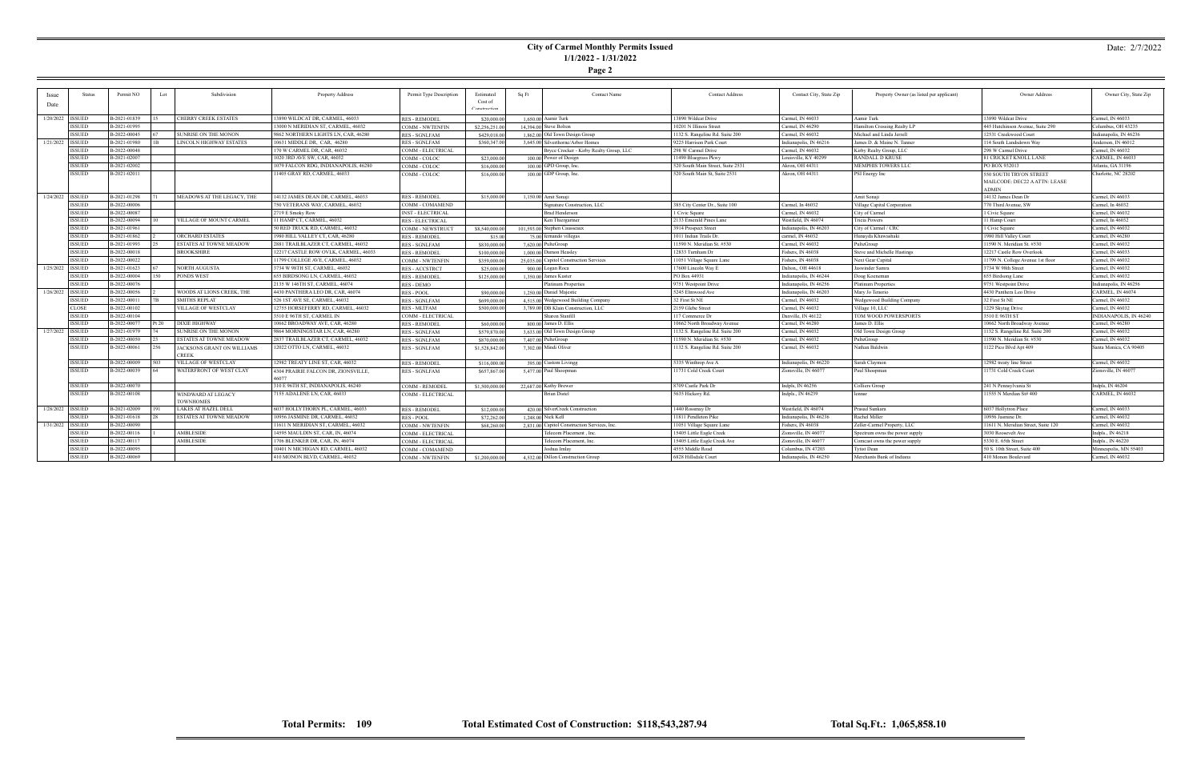# City of Carmel Monthly Permits Issued

**1/1/2022 - 1/31/2022**

Date: 2/7/2022

| Issue Date | Status | Permit NO | Lot | Subdivision | Property Address | Permit Type Description | Estimated Cost of Construction | Sq Ft | Contact Name | Contact Address | Contact City, State Zip | Property Owner (as listed per applicant) | Owner Address | Owner City, State Zip |
|---|---|---|---|---|---|---|---|---|---|---|---|---|---|---|
| 1/20/2022 | ISSUED | B-2021-01839 | 15 | CHERRY CREEK ESTATES | 13890 WILDCAT DR, CARMEL, 46033 | RES - REMODEL | $20,000.00 | 1,650.00 | Aamir Turk | 13890 Wildcat Drive | Carmel, IN 46033 | Aamir Turk | 13890 Wildcat Drive | Carmel, IN 46033 |
| | ISSUED | B-2021-01995 | | | 13000 N MERIDIAN ST, CARMEL, 46032 | COMM - NWTENFIN | $2,256,251.00 | 14,394.00 | Steve Bolton | 10201 N Illinois Street | Carmel, IN 46290 | Hamilton Crossing Realty LP | 445 Hutchinson Avenue, Suite 290 | Columbus, OH 43235 |
| | ISSUED | B-2022-00045 | 67 | SUNRISE ON THE MONON | 9862 NORTHERN LIGHTS LN, CAR, 46280 | RES - SGNLFAM | $429,018.00 | 1,862.00 | Old Town Design Group | 1132 S. Rangeline Rd. Suite 200 | Carmel, IN 46032 | Michael and Linda Jerrell | 12531 Creekwood Court | Indianapolis, IN 46236 |
| 1/21/2022 | ISSUED | B-2021-01980 | 1B | LINCOLN HIGHWAY ESTATES | 10631 MIDDLE DR, CAR, 46280 | RES - SGNLFAM | $360,347.00 | 3,645.00 | Silverthorne/Arbor Homes | 9225 Harrison Park Court | Indianapolis, IN 46216 | James D. & Miane N. Tanner | 114 South Landsdown Way | Anderson, IN 46012 |
| | ISSUED | B-2022-00048 | | | 170 W CARMEL DR, CAR, 46032 | COMM - ELECTRICAL | | | Bryce Crocker - Kirby Realty Group, LLC | 298 W Carmel Drive | Carmel, IN 46032 | Kirby Realty Group, LLC | 298 W Carmel Drive | Carmel, IN 46032 |
| | ISSUED | B-2021-02007 | | | 1020 3RD AVE SW, CAR, 46032 | COMM - COLOC | $23,000.00 | 100.00 | Power of Design | 11490 Bluegrass Pkwy | Louisville, KY 40299 | RANDALL D KRUSE | 81 CRICKET KNOLL LANE | CARMEL, IN 46033 |
| | ISSUED | B-2021-02002 | | | 1079 FALCON RDG, INDIANAPOLIS, 46280 | COMM - COLOC | $16,000.00 | 100.00 | GPD Group, Inc. | 520 South Main Street, Suite 2531 | Akron, OH 44311 | MEMPHIS TOWERS LLC | PO BOX 932033 | Atlanta, GA 31196 |
| | ISSUED | B-2021-02011 | | | 11405 GRAY RD, CARMEL, 46033 | COMM - COLOC | $16,000.00 | 100.00 | GDP Group, Inc. | 520 South Main St, Suite 2531 | Akron, OH 44311 | PSI Energy Inc | 550 SOUTH TRYON STREET MAILCODE: DEC22 A ATTN: LEASE ADMIN | Charlotte, NC 28202 |
| 1/24/2022 | ISSUED | B-2021-01298 | 71 | MEADOWS AT THE LEGACY, THE | 14132 JAMES DEAN DR, CARMEL, 46033 | RES - REMODEL | $15,000.00 | 1,150.00 | Amit Sonaji | | | Amit Sonaji | 14132 James Dean Dr | Carmel, IN 46033 |
| | ISSUED | B-2022-00006 | | | 750 VETERANS WAY, CARMEL, 46032 | COMM - COMAMEND | | | Signature Construction, LLC | 385 City Center Dr., Suite 100 | Carmel, In 46032 | Village Capital Corporation | 770 Third Avenue, SW | Carmel, In 46032 |
| | ISSUED | B-2022-00087 | | | 2719 E Smoky Row | INST - ELECTRICAL | | | Brad Henderson | 1 Civic Square | Carmel, IN 46032 | City of Carmel | 1 Civic Square | Carmel, IN 46032 |
| | ISSUED | B-2022-00094 | 10 | VILLAGE OF MOUNT CARMEL | 11 HAMP CT, CARMEL, 46032 | RES - ELECTRICAL | | | Ken Theirgartner | 2133 Emerald Pines Lane | Westfield, IN 46074 | Tricia Powers | 11 Hamp Court | Carmel, In 46032 |
| | ISSUED | B-2021-01961 | | | 50 RED TRUCK RD, CARMEL, 46032 | COMM - NEWSTRUCT | $8,540,000.00 | 101,593.00 | Stephen Causseaux | 3914 Prospect Street | Indianapolis, IN 46203 | City of Carmel / CRC | 1 Civic Square | Carmel, IN 46032 |
| | ISSUED | B-2021-01862 | 2 | ORCHARD ESTATES | 1980 HILL VALLEY CT, CAR, 46280 | RES - REMODEL | $15.00 | 75.00 | fernando villegas | 1011 Indian Trails Dr. | carmel, IN 46032 | Humayda Khawashaki | 1980 Hill Valley Court | Carmel, IN 46280 |
| | ISSUED | B-2021-01993 | 25 | ESTATES AT TOWNE MEADOW | 2881 TRAILBLAZER CT, CARMEL, 46032 | RES - SGNLFAM | $830,000.00 | 7,620.00 | PulteGroup | 11590 N. Meridian St. #530 | Carmel, IN 46032 | PulteGroup | 11590 N. Meridian St. #530 | Carmel, IN 46032 |
| | ISSUED | B-2022-00018 | | BROOKSHIRE | 12217 CASTLE ROW OVLK, CARMEL, 46033 | RES - REMODEL | $100,000.00 | 1,000.00 | Damon Heasley | 12833 Tumham Dr | Fishers, IN 46038 | Steve and Michelle Hastings | 12217 Castle Row Overlook | Carmel, IN 46033 |
| | ISSUED | B-2022-00022 | | | 11799 COLLEGE AVE, CARMEL, 46032 | COMM - NWTENFIN | $359,000.00 | 25,035.00 | Capitol Construction Services | 11051 Village Square Lane | Fishers, IN 46038 | Next Gear Capital | 11799 N. College Avenue 1st floor | Carmel, IN 46032 |
| 1/25/2022 | ISSUED | B-2021-01623 | 67 | NORTH AUGUSTA | 3734 W 98TH ST, CARMEL, 46032 | RES - ACCSTRCT | $25,000.00 | 900.00 | Logan Roca | 17600 Lincoln Way E | Dalton, OH 44618 | Jaswinder Samra | 3734 W 98th Street | Carmel, IN 46032 |
| | ISSUED | B-2022-00004 | 150 | PONDS WEST | 655 BIRDSONG LN, CARMEL, 46032 | RES - REMODEL | $125,000.00 | 1,350.00 | James Kuster | PO Box 44931 | Indianapolis, IN 46244 | Doug Koeneman | 655 Birdsong Lane | Carmel, IN 46032 |
| | ISSUED | B-2022-00076 | | | 2135 W 146TH ST, CARMEL, 46074 | RES - DEMO | | | Platinum Properties | 9751 Westpoint Drive | Indianapolis, IN 46256 | Platinum Properties | 9751 Westpoint Drive | Indianapolis, IN 46256 |
| 1/26/2022 | ISSUED | B-2022-00056 | 2 | WOODS AT LIONS CREEK, THE | 4430 PANTHERA LEO DR, CAR, 46074 | RES - POOL | $90,000.00 | 1,250.00 | Daniel Majestic | 5245 Elmwood Ave | Indianapolis, IN 46203 | Mary Jo Tenorio | 4430 Panthera Leo Drive | CARMEL, IN 46074 |
| | ISSUED | B-2022-00011 | 7B | SMITHS REPLAT | 526 1ST AVE SE, CARMEL, 46032 | RES - SGNLFAM | $699,000.00 | 4,515.00 | Wedgewood Building Company | 32 First St NE | Carmel, IN 46032 | Wedgewood Building Company | 32 First St NE | Carmel, IN 46032 |
| | CLOSE | B-2022-00102 | | VILLAGE OF WESTCLAY | 12755 HORSEFERRY RD, CARMEL, 46032 | RES - MLTFAM | $500,000.00 | 3,789.00 | DB Klain Construction, LLC | 2159 Glebe Street | Carmel, IN 46032 | Village 10, LLC | 1229 Skytag Drive | Carmel, IN 46032 |
| | ISSUED | B-2022-00104 | | | 3510 E 96TH ST, CARMEL, IN | COMM - ELECTRICAL | | | Sharon Stanfill | 117 Commerce Dr | Danville, IN 46122 | TOM WOOD POWERSPORTS | 3510 E 96TH ST | INDIANAPOLIS, IN 46240 |
| | ISSUED | B-2022-00077 | Pt 20 | DIXIE HIGHWAY | 10662 BROADWAY AVE, CAR, 46280 | RES - REMODEL | $60,000.00 | 800.00 | James D. Ellis | 10662 North Broadway Avenue | Carmel, IN 46280 | James D. Ellis | 10662 North Broadway Avenue | Carmel, IN 46280 |
| 1/27/2022 | ISSUED | B-2021-01979 | 74 | SUNRISE ON THE MONON | 9864 MORNINGSTAR LN, CAR, 46280 | RES - SGNLFAM | $579,870.00 | 3,633.00 | Old Town Design Group | 1132 S. Rangeline Rd. Suite 200 | Carmel, IN 46032 | Old Town Design Group | 1132 S. Rangeline Rd. Suite 200 | Carmel, IN 46032 |
| | ISSUED | B-2022-00050 | 23 | ESTATES AT TOWNE MEADOW | 2837 TRAILBLAZER CT, CARMEL, 46032 | RES - SGNLFAM | $870,000.00 | 7,407.00 | PulteGroup | 11590 N. Meridian St. #530 | Carmel, IN 46032 | PulteGroup | 11590 N. Meridian St. #530 | Carmel, IN 46032 |
| | ISSUED | B-2022-00061 | 256 | JACKSONS GRANT ON WILLIAMS CREEK | 12022 OTTO LN, CARMEL, 46032 | RES - SGNLFAM | $1,528,842.00 | 7,302.00 | Mindi Oliver | 1132 S. Rangeline Rd. Suite 200 | Carmel, IN 46032 | Nathan Baldwin | 1122 Pico Blvd Apt 409 | Santa Monica, CA 90405 |
| | ISSUED | B-2022-00009 | 503 | VILLAGE OF WESTCLAY | 12982 TREATY LINE ST, CAR, 46032 | RES - REMODEL | $116,000.00 | 395.00 | Custom Livingg | 5335 Winthrop Ave A | Indianapolis, IN 46220 | Sarah Claymon | 12982 treaty line Street | Carmel, IN 46032 |
| | ISSUED | B-2022-00039 | 64 | WATERFRONT OF WEST CLAY | 4304 PRAIRIE FALCON DR, ZIONSVILLE, 46077 | RES - SGNLFAM | $657,867.00 | 5,477.00 | Paul Shoopman | 11731 Cold Creek Court | Zionsville, IN 46077 | Paul Shoopman | 11731 Cold Creek Court | Zionsville, IN 46077 |
| | ISSUED | B-2022-00070 | | | 510 E 96TH ST, INDIANAPOLIS, 46240 | COMM - REMODEL | $1,500,000.00 | 22,687.00 | Kathy Brewer | 8709 Castle Park Dr | Indpls, IN 46256 | Colliers Group | 241 N Pennsylvania St | Indpls, IN 46204 |
| | ISSUED | B-2022-00108 | | WINDWARD AT LEGACY TOWNHOMES | 7155 ADALENE LN, CAR, 46033 | COMM - ELECTRICAL | | | Brian Dustel | 5635 Hickory Rd. | Indpls., IN 46259 | lennar | 11555 N Merdian Ste 400 | CARMEL, IN 46032 |
| 1/28/2022 | ISSUED | B-2021-02009 | 191 | LAKES AT HAZEL DELL | 6037 HOLLYTHORN PL, CARMEL, 46033 | RES - REMODEL | $12,000.00 | 420.00 | SilverCreek Construction | 1440 Rosemay Dr | Westfield, IN 46074 | Prasad Sankara | 6037 Hollytron Place | Carmel, IN 46033 |
| | ISSUED | B-2021-01618 | 28 | ESTATES AT TOWNE MEADOW | 10956 JASMINE DR, CARMEL, 46032 | RES - POOL | $72,262.00 | 1,248.00 | Nick Kell | 11811 Pendleton Pike | Indianapolis, IN 46236 | Rachel Miller | 10956 Jasmine Dr. | Carmel, IN 46032 |
| 1/31/2022 | ISSUED | B-2022-00090 | | | 11611 N MERIDIAN ST, CARMEL, 46032 | COMM - NWTENFIN | $68,260.00 | 2,831.00 | Capitol Construction Services, Inc. | 11051 Village Square Lane | Fishers, IN 46038 | Zeller-Carmel Property, LLC | 11611 N. Meridian Street, Suite 120 | Carmel, IN 46032 |
| | ISSUED | B-2022-00116 | | AMBLESIDE | 14595 MAULDIN ST, CAR, IN, 46074 | COMM - ELECTRICAL | | | Telecom Placement , Inc. | 15405 Little Eagle Creek | Zionsville, IN 46077 | Spectrum owns the power supply | 3030 Roosevelt Ave | Indpls., IN 46218 |
| | ISSUED | B-2022-00117 | | AMBLESIDE | 1706 BLENKER DR, CAR, IN, 46074 | COMM - ELECTRICAL | | | Telecom Placement, Inc. | 15405 Little Eagle Creek Ave | Zionsville, IN 46077 | Comcast owns the power supply | 5330 E. 65th Street | Indpls., IN 46220 |
| | ISSUED | B-2022-00095 | | | 10401 N MICHIGAN RD, CARMEL, 46032 | COMM - COMAMEND | | | Joshua Imlay | 4555 Middle Road | Columbus, IN 47203 | Tytus Dean | 50 S. 10th Street, Suite 400 | Minneapolis, MN 55403 |
| | ISSUED | B-2022-00069 | | | 410 MONON BLVD, CARMEL, 46032 | COMM - NWTENFIN | $1,200,000.00 | 4,532.00 | Dillon Construction Group | 6828 Hillsdale Court | Indianapolis, IN 46250 | Merchants Bank of Indiana | 410 Monon Boulevard | Carmel, IN 46032 |

**Total Permits: 109** **Total Estimated Cost of Construction: $118,543,287.94** **Total Sq.Ft.: 1,065,858.10**